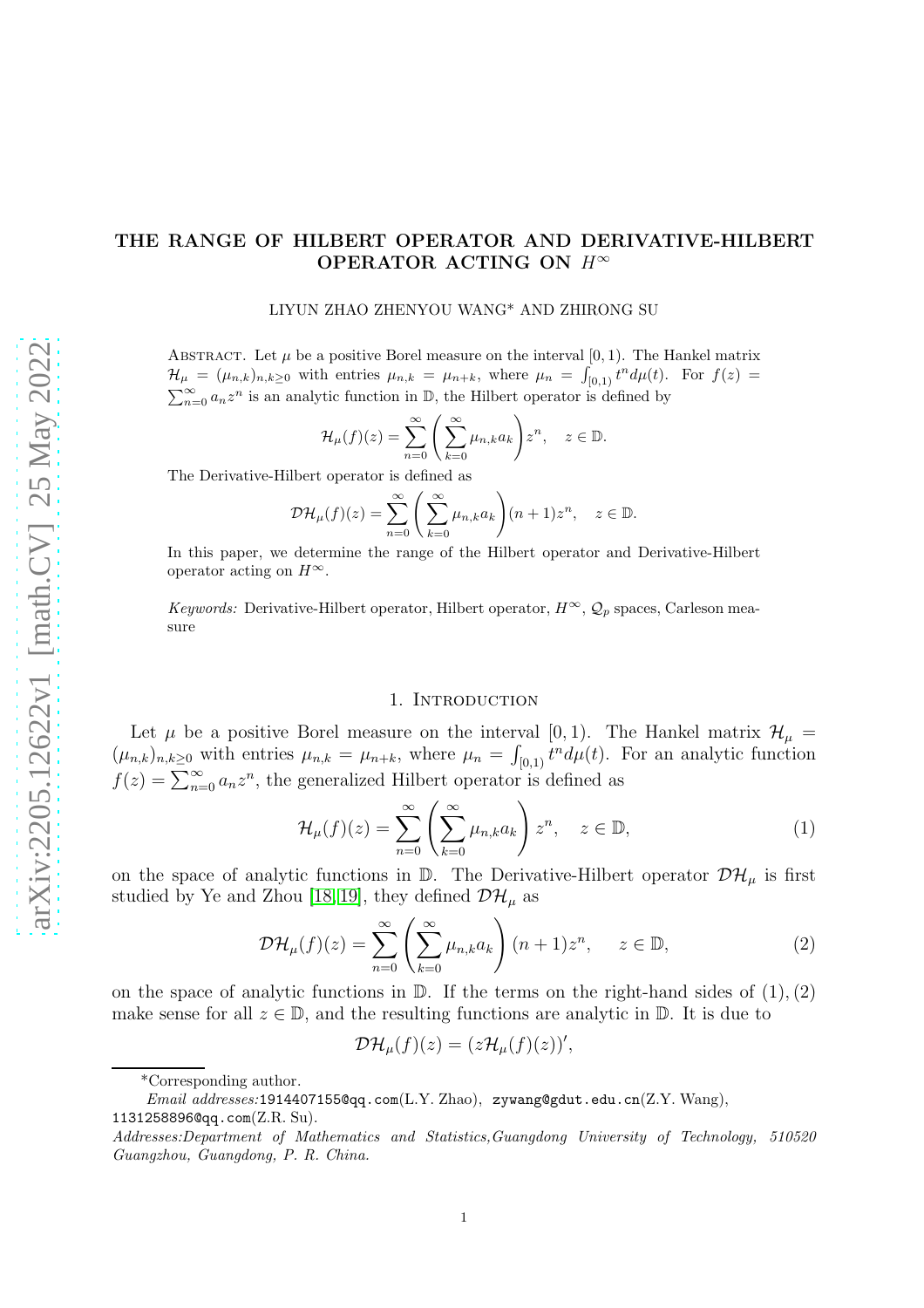# THE RANGE OF HILBERT OPERATOR AND DERIVATIVE-HILBERT OPERATOR ACTING ON $H^\infty$

LIYUN ZHAO ZHENYOU WANG* AND ZHIRONG SU

Abstract. Let $\mu$ be a positive Borel measure on the interval $[0,1)$. The Hankel matrix $\mathcal{H}_\mu = (\mu_{n,k})_{n,k\geq 0}$ with entries $\mu_{n,k} = \mu_{n+k}$, where $\mu_n = \int_{[0,1)} t^n d\mu(t)$. For $f(z) = \sum_{n=0}^{\infty} a_n z^n$ is an analytic function in $\mathbb{D}$, the Hilbert operator is defined by

$$\mathcal{H}_\mu(f)(z) = \sum_{n=0}^{\infty}\left(\sum_{k=0}^{\infty}\mu_{n,k}a_k\right)z^n, \quad z\in\mathbb{D}.$$

The Derivative-Hilbert operator is defined as

$$\mathcal{DH}_\mu(f)(z) = \sum_{n=0}^{\infty}\left(\sum_{k=0}^{\infty}\mu_{n,k}a_k\right)(n+1)z^n, \quad z\in\mathbb{D}.$$

In this paper, we determine the range of the Hilbert operator and Derivative-Hilbert operator acting on $H^\infty$.

*Keywords:* Derivative-Hilbert operator, Hilbert operator, $H^\infty$, $\mathcal{Q}_p$ spaces, Carleson measure

## 1. Introduction

Let $\mu$ be a positive Borel measure on the interval $[0,1)$. The Hankel matrix $\mathcal{H}_\mu = (\mu_{n,k})_{n,k\geq 0}$ with entries $\mu_{n,k} = \mu_{n+k}$, where $\mu_n = \int_{[0,1)} t^n d\mu(t)$. For an analytic function $f(z) = \sum_{n=0}^{\infty} a_n z^n$, the generalized Hilbert operator is defined as

$$\mathcal{H}_\mu(f)(z) = \sum_{n=0}^{\infty}\left(\sum_{k=0}^{\infty}\mu_{n,k}a_k\right)z^n, \quad z\in\mathbb{D}, \tag{1}$$

on the space of analytic functions in $\mathbb{D}$. The Derivative-Hilbert operator $\mathcal{DH}_\mu$ is first studied by Ye and Zhou [18, 19], they defined $\mathcal{DH}_\mu$ as

$$\mathcal{DH}_\mu(f)(z) = \sum_{n=0}^{\infty}\left(\sum_{k=0}^{\infty}\mu_{n,k}a_k\right)(n+1)z^n, \quad z\in\mathbb{D}, \tag{2}$$

on the space of analytic functions in $\mathbb{D}$. If the terms on the right-hand sides of (1), (2) make sense for all $z\in\mathbb{D}$, and the resulting functions are analytic in $\mathbb{D}$. It is due to

$$\mathcal{DH}_\mu(f)(z) = (z\mathcal{H}_\mu(f)(z))',$$

*Corresponding author.

*Email addresses:* 1914407155@qq.com(L.Y. Zhao), zywang@gdut.edu.cn(Z.Y. Wang), 1131258896@qq.com(Z.R. Su).

*Addresses:Department of Mathematics and Statistics,Guangdong University of Technology, 510520 Guangzhou, Guangdong, P. R. China.*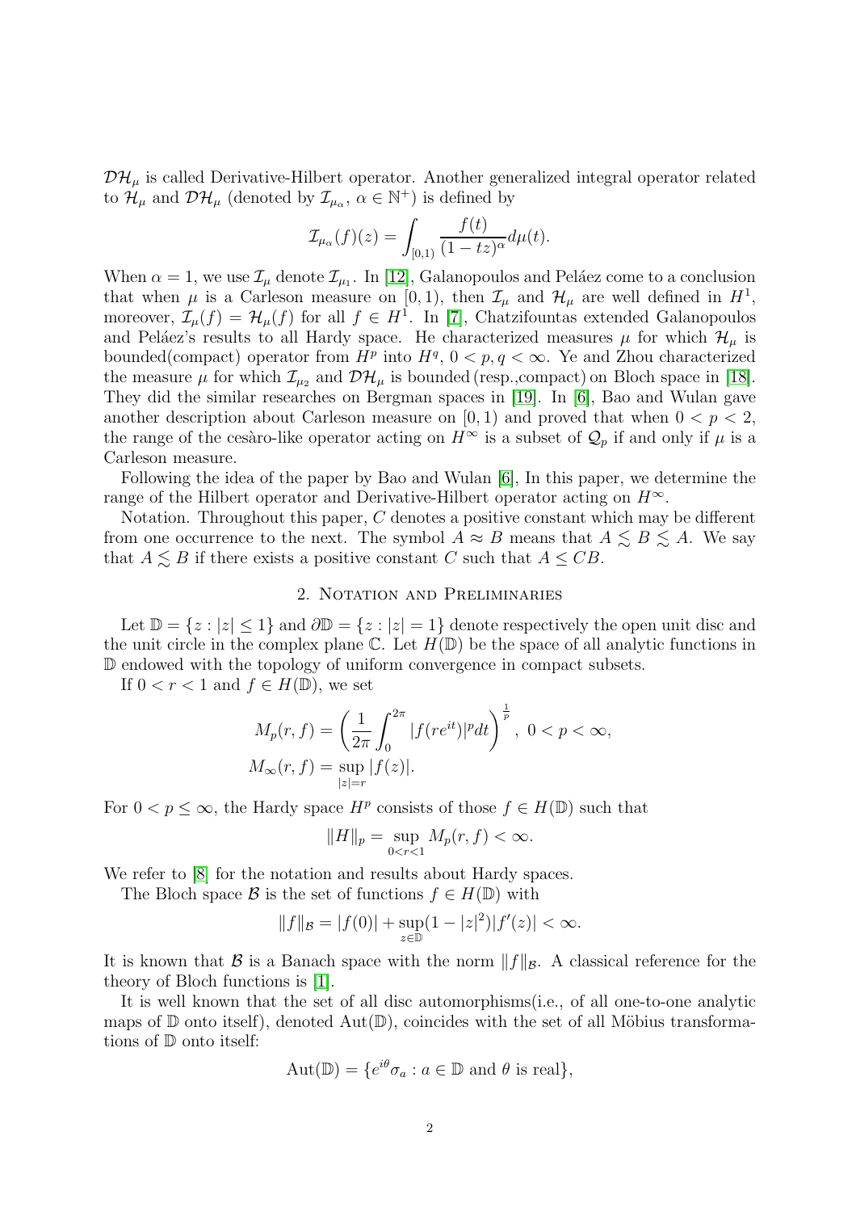$\mathcal{DH}_\mu$ is called Derivative-Hilbert operator. Another generalized integral operator related to $\mathcal{H}_\mu$ and $\mathcal{DH}_\mu$ (denoted by $\mathcal{I}_{\mu_\alpha}$, $\alpha \in \mathbb{N}^+$) is defined by

$$\mathcal{I}_{\mu_\alpha}(f)(z) = \int_{[0,1)} \frac{f(t)}{(1-tz)^\alpha} d\mu(t).$$

When $\alpha = 1$, we use $\mathcal{I}_\mu$ denote $\mathcal{I}_{\mu_1}$. In [12], Galanopoulos and Peláez come to a conclusion that when $\mu$ is a Carleson measure on $[0,1)$, then $\mathcal{I}_\mu$ and $\mathcal{H}_\mu$ are well defined in $H^1$, moreover, $\mathcal{I}_\mu(f) = \mathcal{H}_\mu(f)$ for all $f \in H^1$. In [7], Chatzifountas extended Galanopoulos and Peláez's results to all Hardy space. He characterized measures $\mu$ for which $\mathcal{H}_\mu$ is bounded(compact) operator from $H^p$ into $H^q$, $0 < p, q < \infty$. Ye and Zhou characterized the measure $\mu$ for which $\mathcal{I}_{\mu_2}$ and $\mathcal{DH}_\mu$ is bounded (resp.,compact) on Bloch space in [18]. They did the similar researches on Bergman spaces in [19]. In [6], Bao and Wulan gave another description about Carleson measure on $[0,1)$ and proved that when $0 < p < 2$, the range of the cesàro-like operator acting on $H^\infty$ is a subset of $\mathcal{Q}_p$ if and only if $\mu$ is a Carleson measure.

Following the idea of the paper by Bao and Wulan [6], In this paper, we determine the range of the Hilbert operator and Derivative-Hilbert operator acting on $H^\infty$.

Notation. Throughout this paper, $C$ denotes a positive constant which may be different from one occurrence to the next. The symbol $A \approx B$ means that $A \lesssim B \lesssim A$. We say that $A \lesssim B$ if there exists a positive constant $C$ such that $A \leq CB$.

## 2. Notation and Preliminaries

Let $\mathbb{D} = \{z : |z| \leq 1\}$ and $\partial\mathbb{D} = \{z : |z| = 1\}$ denote respectively the open unit disc and the unit circle in the complex plane $\mathbb{C}$. Let $H(\mathbb{D})$ be the space of all analytic functions in $\mathbb{D}$ endowed with the topology of uniform convergence in compact subsets.

If $0 < r < 1$ and $f \in H(\mathbb{D})$, we set

$$M_p(r,f) = \left(\frac{1}{2\pi}\int_0^{2\pi} |f(re^{it})|^p dt\right)^{\frac{1}{p}}, \; 0 < p < \infty,$$
$$M_\infty(r,f) = \sup_{|z|=r} |f(z)|.$$

For $0 < p \leq \infty$, the Hardy space $H^p$ consists of those $f \in H(\mathbb{D})$ such that

$$\|H\|_p = \sup_{0<r<1} M_p(r,f) < \infty.$$

We refer to [8] for the notation and results about Hardy spaces.

The Bloch space $\mathcal{B}$ is the set of functions $f \in H(\mathbb{D})$ with

$$\|f\|_{\mathcal{B}} = |f(0)| + \sup_{z\in\mathbb{D}} (1-|z|^2)|f'(z)| < \infty.$$

It is known that $\mathcal{B}$ is a Banach space with the norm $\|f\|_{\mathcal{B}}$. A classical reference for the theory of Bloch functions is [1].

It is well known that the set of all disc automorphisms(i.e., of all one-to-one analytic maps of $\mathbb{D}$ onto itself), denoted $\mathrm{Aut}(\mathbb{D})$, coincides with the set of all Möbius transformations of $\mathbb{D}$ onto itself:

$$\mathrm{Aut}(\mathbb{D}) = \{e^{i\theta}\sigma_a : a \in \mathbb{D} \text{ and } \theta \text{ is real}\},$$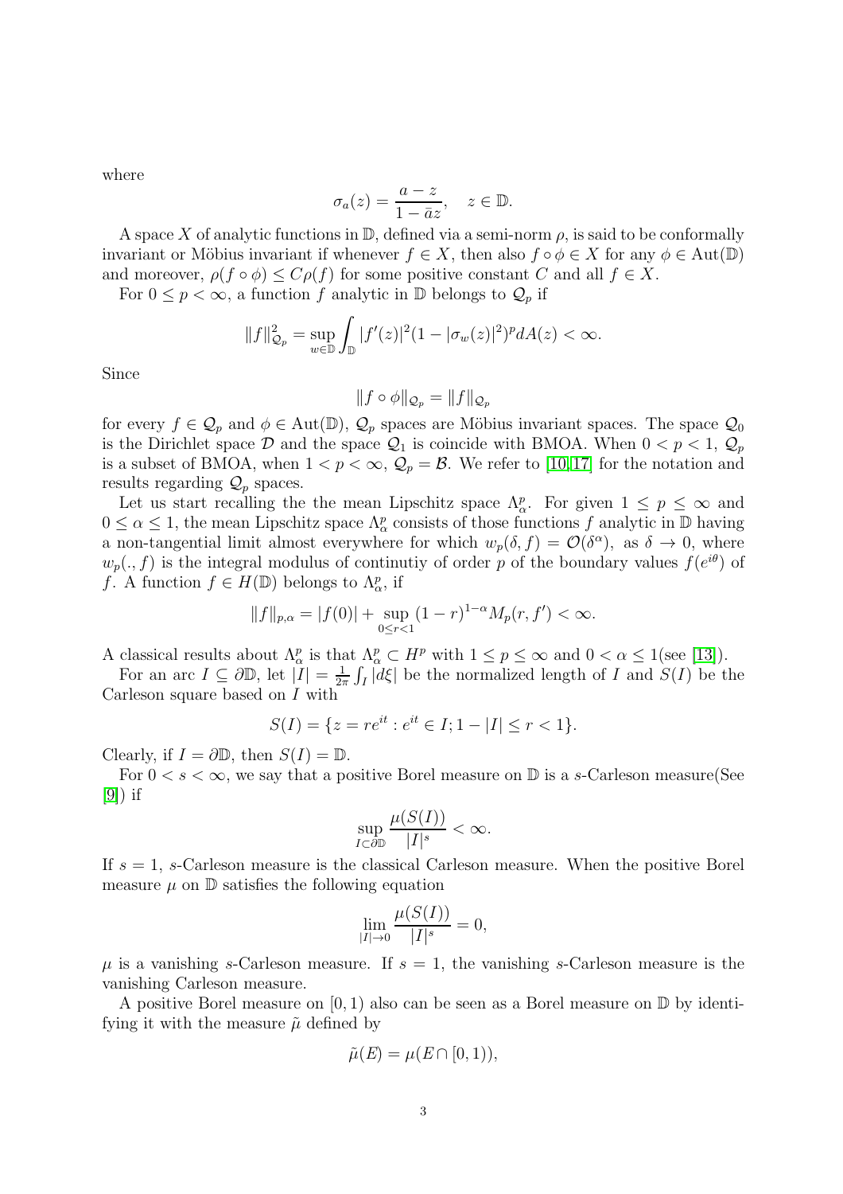where

$$\sigma_a(z) = \frac{a-z}{1-\bar{a}z}, \quad z \in \mathbb{D}.$$

A space $X$ of analytic functions in $\mathbb{D}$, defined via a semi-norm $\rho$, is said to be conformally invariant or Möbius invariant if whenever $f \in X$, then also $f \circ \phi \in X$ for any $\phi \in \mathrm{Aut}(\mathbb{D})$ and moreover, $\rho(f \circ \phi) \leq C\rho(f)$ for some positive constant $C$ and all $f \in X$.

For $0 \leq p < \infty$, a function $f$ analytic in $\mathbb{D}$ belongs to $\mathcal{Q}_p$ if

$$\|f\|_{\mathcal{Q}_p}^2 = \sup_{w \in \mathbb{D}} \int_{\mathbb{D}} |f'(z)|^2 (1 - |\sigma_w(z)|^2)^p dA(z) < \infty.$$

Since

$$\|f \circ \phi\|_{\mathcal{Q}_p} = \|f\|_{\mathcal{Q}_p}$$

for every $f \in \mathcal{Q}_p$ and $\phi \in \mathrm{Aut}(\mathbb{D})$, $\mathcal{Q}_p$ spaces are Möbius invariant spaces. The space $\mathcal{Q}_0$ is the Dirichlet space $\mathcal{D}$ and the space $\mathcal{Q}_1$ is coincide with BMOA. When $0 < p < 1$, $\mathcal{Q}_p$ is a subset of BMOA, when $1 < p < \infty$, $\mathcal{Q}_p = \mathcal{B}$. We refer to [10,17] for the notation and results regarding $\mathcal{Q}_p$ spaces.

Let us start recalling the the mean Lipschitz space $\Lambda_\alpha^p$. For given $1 \leq p \leq \infty$ and $0 \leq \alpha \leq 1$, the mean Lipschitz space $\Lambda_\alpha^p$ consists of those functions $f$ analytic in $\mathbb{D}$ having a non-tangential limit almost everywhere for which $w_p(\delta, f) = \mathcal{O}(\delta^\alpha)$, as $\delta \to 0$, where $w_p(., f)$ is the integral modulus of continutiy of order $p$ of the boundary values $f(e^{i\theta})$ of $f$. A function $f \in H(\mathbb{D})$ belongs to $\Lambda_\alpha^p$, if

$$\|f\|_{p,\alpha} = |f(0)| + \sup_{0 \leq r < 1} (1-r)^{1-\alpha} M_p(r, f') < \infty.$$

A classical results about $\Lambda_\alpha^p$ is that $\Lambda_\alpha^p \subset H^p$ with $1 \leq p \leq \infty$ and $0 < \alpha \leq 1$(see [13]).

For an arc $I \subseteq \partial\mathbb{D}$, let $|I| = \frac{1}{2\pi}\int_I |d\xi|$ be the normalized length of $I$ and $S(I)$ be the Carleson square based on $I$ with

$$S(I) = \{z = re^{it} : e^{it} \in I; 1 - |I| \leq r < 1\}.$$

Clearly, if $I = \partial\mathbb{D}$, then $S(I) = \mathbb{D}$.

For $0 < s < \infty$, we say that a positive Borel measure on $\mathbb{D}$ is a $s$-Carleson measure(See [9]) if

$$\sup_{I \subset \partial\mathbb{D}} \frac{\mu(S(I))}{|I|^s} < \infty.$$

If $s = 1$, $s$-Carleson measure is the classical Carleson measure. When the positive Borel measure $\mu$ on $\mathbb{D}$ satisfies the following equation

$$\lim_{|I| \to 0} \frac{\mu(S(I))}{|I|^s} = 0,$$

$\mu$ is a vanishing $s$-Carleson measure. If $s = 1$, the vanishing $s$-Carleson measure is the vanishing Carleson measure.

A positive Borel measure on $[0, 1)$ also can be seen as a Borel measure on $\mathbb{D}$ by identifying it with the measure $\tilde{\mu}$ defined by

$$\tilde{\mu}(E) = \mu(E \cap [0, 1)),$$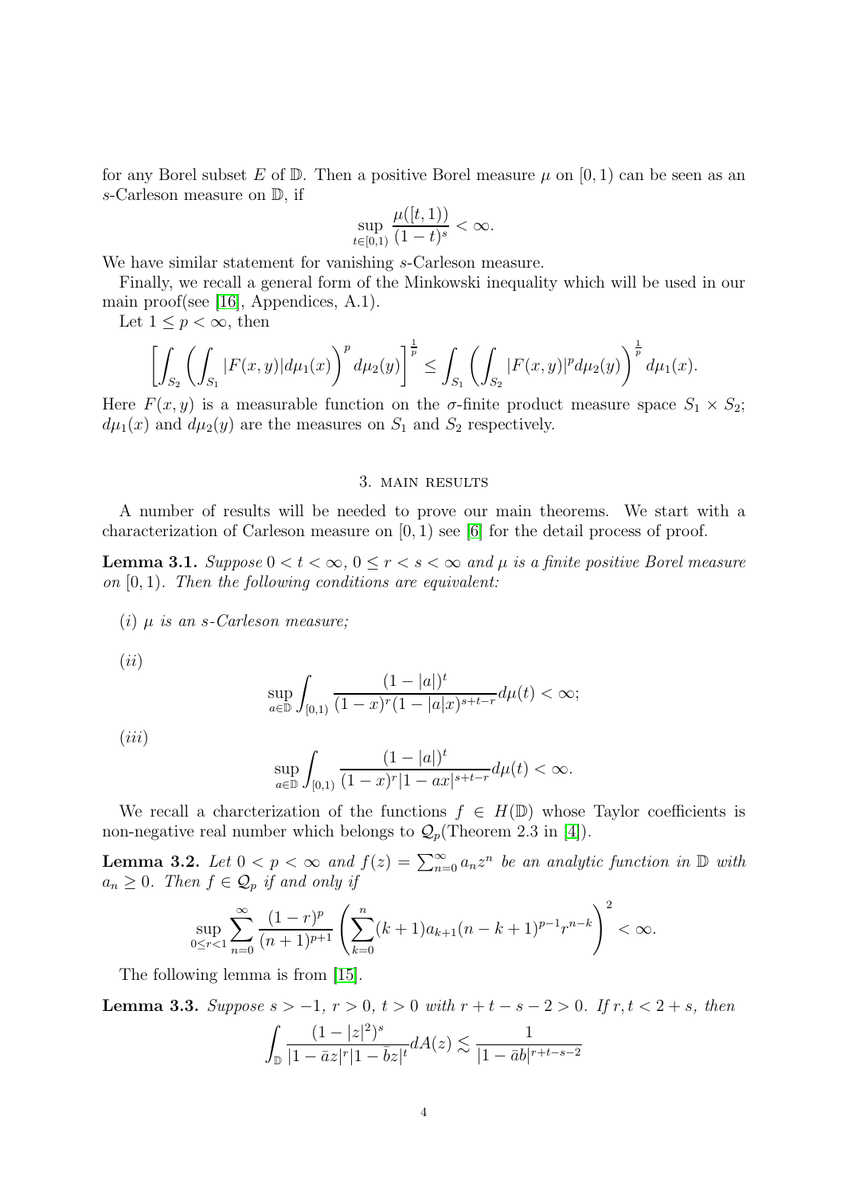for any Borel subset $E$ of $\mathbb{D}$. Then a positive Borel measure $\mu$ on $[0, 1)$ can be seen as an $s$-Carleson measure on $\mathbb{D}$, if

$$\sup_{t\in[0,1)} \frac{\mu([t, 1))}{(1-t)^s} < \infty.$$

We have similar statement for vanishing $s$-Carleson measure.

Finally, we recall a general form of the Minkowski inequality which will be used in our main proof(see [16], Appendices, A.1).

Let $1 \le p < \infty$, then

$$\left[\int_{S_2} \left(\int_{S_1} |F(x, y)| d\mu_1(x)\right)^p d\mu_2(y)\right]^{\frac{1}{p}} \le \int_{S_1} \left(\int_{S_2} |F(x, y)|^p d\mu_2(y)\right)^{\frac{1}{p}} d\mu_1(x).$$

Here $F(x, y)$ is a measurable function on the $\sigma$-finite product measure space $S_1 \times S_2$; $d\mu_1(x)$ and $d\mu_2(y)$ are the measures on $S_1$ and $S_2$ respectively.

## 3. MAIN RESULTS

A number of results will be needed to prove our main theorems. We start with a characterization of Carleson measure on $[0, 1)$ see [6] for the detail process of proof.

**Lemma 3.1.** *Suppose $0 < t < \infty$, $0 \le r < s < \infty$ and $\mu$ is a finite positive Borel measure on $[0, 1)$. Then the following conditions are equivalent:*

(*i*) *$\mu$ is an $s$-Carleson measure;*

(*ii*)

$$\sup_{a\in\mathbb{D}} \int_{[0,1)} \frac{(1-|a|)^t}{(1-x)^r (1-|a|x)^{s+t-r}} d\mu(t) < \infty;$$

(*iii*)

$$\sup_{a\in\mathbb{D}} \int_{[0,1)} \frac{(1-|a|)^t}{(1-x)^r |1-ax|^{s+t-r}} d\mu(t) < \infty.$$

We recall a charcterization of the functions $f \in H(\mathbb{D})$ whose Taylor coefficients is non-negative real number which belongs to $\mathcal{Q}_p$(Theorem 2.3 in [4]).

**Lemma 3.2.** *Let $0 < p < \infty$ and $f(z) = \sum_{n=0}^{\infty} a_n z^n$ be an analytic function in $\mathbb{D}$ with $a_n \ge 0$. Then $f \in \mathcal{Q}_p$ if and only if*

$$\sup_{0\le r<1} \sum_{n=0}^{\infty} \frac{(1-r)^p}{(n+1)^{p+1}} \left(\sum_{k=0}^{n} (k+1) a_{k+1} (n-k+1)^{p-1} r^{n-k}\right)^2 < \infty.$$

The following lemma is from [15].

**Lemma 3.3.** *Suppose $s > -1$, $r > 0$, $t > 0$ with $r + t - s - 2 > 0$. If $r, t < 2 + s$, then*

$$\int_{\mathbb{D}} \frac{(1-|z|^2)^s}{|1-\bar{a}z|^r |1-\bar{b}z|^t} dA(z) \lesssim \frac{1}{|1-\bar{a}b|^{r+t-s-2}}$$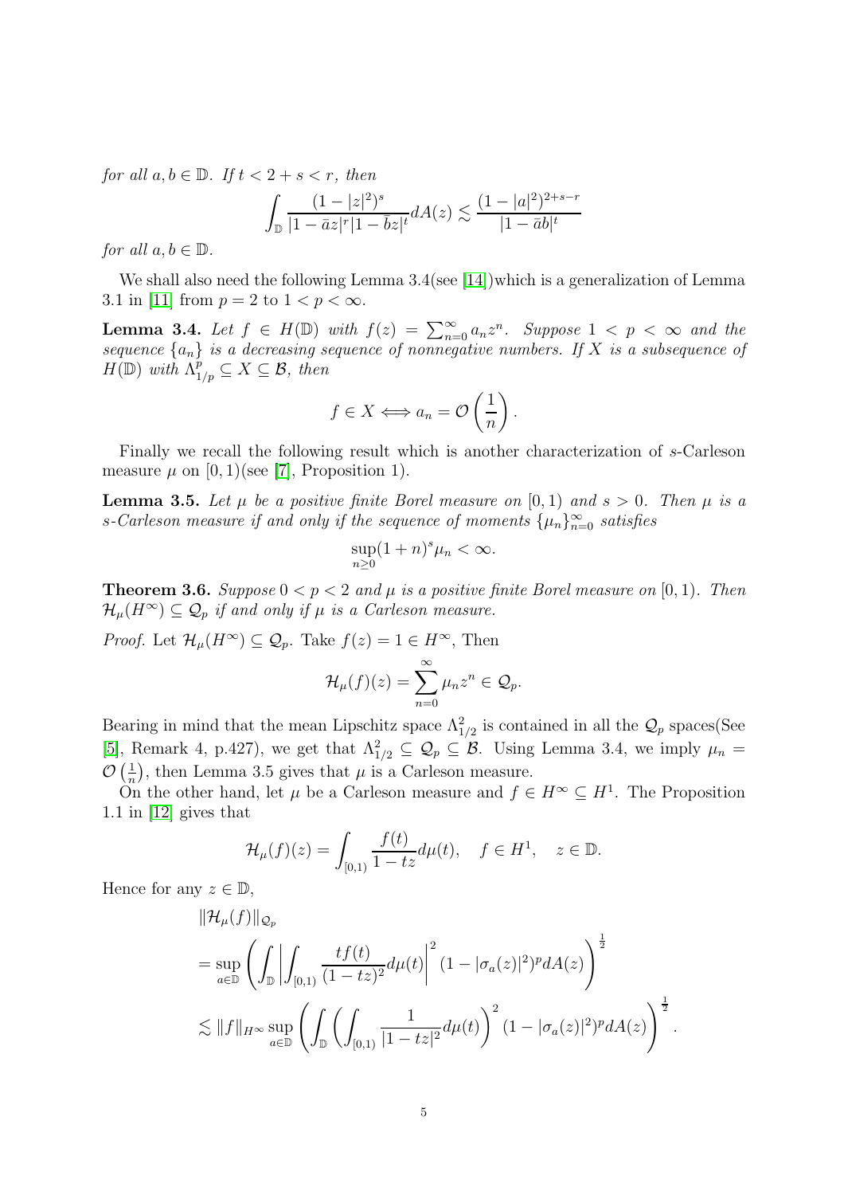*for all* $a, b \in \mathbb{D}$. *If* $t < 2 + s < r$, *then*

$$\int_{\mathbb{D}} \frac{(1-|z|^2)^s}{|1-\bar{a}z|^r|1-\bar{b}z|^t} dA(z) \lesssim \frac{(1-|a|^2)^{2+s-r}}{|1-\bar{a}b|^t}$$

*for all* $a, b \in \mathbb{D}$.

We shall also need the following Lemma 3.4(see [14])which is a generalization of Lemma 3.1 in [11] from $p = 2$ to $1 < p < \infty$.

**Lemma 3.4.** *Let* $f \in H(\mathbb{D})$ *with* $f(z) = \sum_{n=0}^{\infty} a_n z^n$. *Suppose* $1 < p < \infty$ *and the sequence* $\{a_n\}$ *is a decreasing sequence of nonnegative numbers. If* $X$ *is a subsequence of* $H(\mathbb{D})$ *with* $\Lambda^p_{1/p} \subseteq X \subseteq \mathcal{B}$, *then*

$$f \in X \Longleftrightarrow a_n = \mathcal{O}\left(\frac{1}{n}\right).$$

Finally we recall the following result which is another characterization of $s$-Carleson measure $\mu$ on $[0, 1)$(see [7], Proposition 1).

**Lemma 3.5.** *Let* $\mu$ *be a positive finite Borel measure on* $[0, 1)$ *and* $s > 0$. *Then* $\mu$ *is a* $s$*-Carleson measure if and only if the sequence of moments* $\{\mu_n\}_{n=0}^{\infty}$ *satisfies*

$$\sup_{n \geq 0} (1 + n)^s \mu_n < \infty.$$

**Theorem 3.6.** *Suppose* $0 < p < 2$ *and* $\mu$ *is a positive finite Borel measure on* $[0, 1)$. *Then* $\mathcal{H}_\mu(H^\infty) \subseteq \mathcal{Q}_p$ *if and only if* $\mu$ *is a Carleson measure.*

*Proof.* Let $\mathcal{H}_\mu(H^\infty) \subseteq \mathcal{Q}_p$. Take $f(z) = 1 \in H^\infty$, Then

$$\mathcal{H}_\mu(f)(z) = \sum_{n=0}^{\infty} \mu_n z^n \in \mathcal{Q}_p.$$

Bearing in mind that the mean Lipschitz space $\Lambda^2_{1/2}$ is contained in all the $\mathcal{Q}_p$ spaces(See [5], Remark 4, p.427), we get that $\Lambda^2_{1/2} \subseteq \mathcal{Q}_p \subseteq \mathcal{B}$. Using Lemma 3.4, we imply $\mu_n = \mathcal{O}\left(\frac{1}{n}\right)$, then Lemma 3.5 gives that $\mu$ is a Carleson measure.

On the other hand, let $\mu$ be a Carleson measure and $f \in H^\infty \subseteq H^1$. The Proposition 1.1 in [12] gives that

$$\mathcal{H}_\mu(f)(z) = \int_{[0,1)} \frac{f(t)}{1-tz} d\mu(t), \quad f \in H^1, \quad z \in \mathbb{D}.$$

Hence for any $z \in \mathbb{D}$,

$$\begin{aligned}
&\|\mathcal{H}_\mu(f)\|_{\mathcal{Q}_p} \\
&= \sup_{a \in \mathbb{D}} \left( \int_{\mathbb{D}} \left| \int_{[0,1)} \frac{tf(t)}{(1-tz)^2} d\mu(t) \right|^2 (1-|\sigma_a(z)|^2)^p dA(z) \right)^{\frac{1}{2}} \\
&\lesssim \|f\|_{H^\infty} \sup_{a \in \mathbb{D}} \left( \int_{\mathbb{D}} \left( \int_{[0,1)} \frac{1}{|1-tz|^2} d\mu(t) \right)^2 (1-|\sigma_a(z)|^2)^p dA(z) \right)^{\frac{1}{2}}.
\end{aligned}$$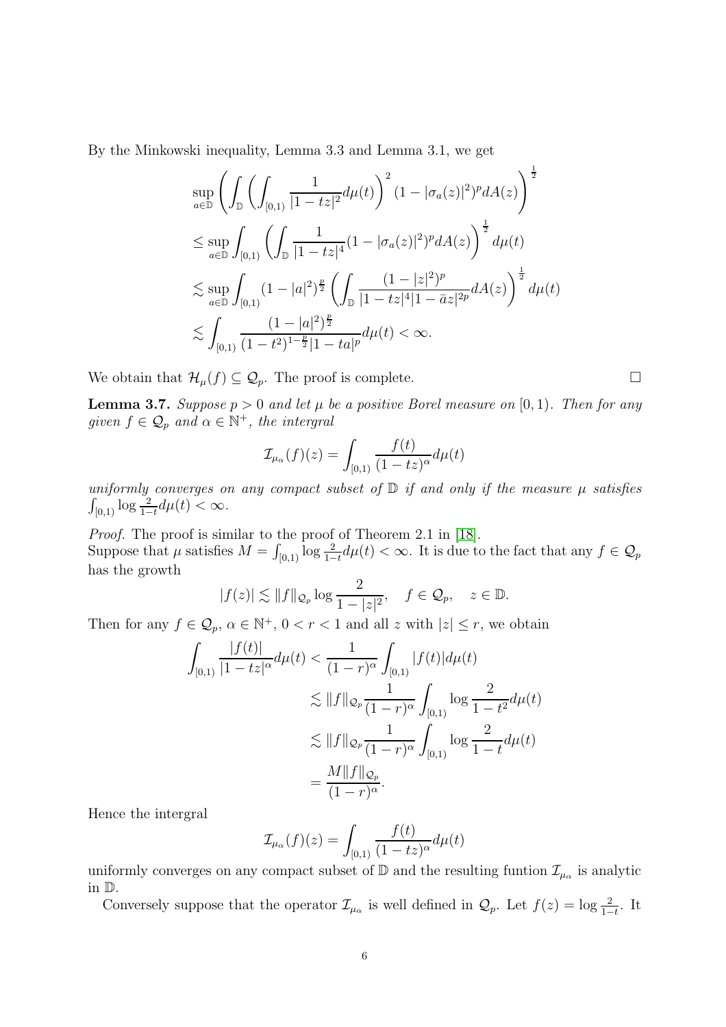By the Minkowski inequality, Lemma 3.3 and Lemma 3.1, we get

$$
\begin{aligned}
&\sup_{a\in\mathbb{D}}\left(\int_{\mathbb{D}}\left(\int_{[0,1)}\frac{1}{|1-tz|^2}d\mu(t)\right)^2(1-|\sigma_a(z)|^2)^p dA(z)\right)^{\frac{1}{2}}\\
&\leq \sup_{a\in\mathbb{D}}\int_{[0,1)}\left(\int_{\mathbb{D}}\frac{1}{|1-tz|^4}(1-|\sigma_a(z)|^2)^p dA(z)\right)^{\frac{1}{2}}d\mu(t)\\
&\lesssim \sup_{a\in\mathbb{D}}\int_{[0,1)}(1-|a|^2)^{\frac{p}{2}}\left(\int_{\mathbb{D}}\frac{(1-|z|^2)^p}{|1-tz|^4|1-\bar{a}z|^{2p}}dA(z)\right)^{\frac{1}{2}}d\mu(t)\\
&\lesssim \int_{[0,1)}\frac{(1-|a|^2)^{\frac{p}{2}}}{(1-t^2)^{1-\frac{p}{2}}|1-ta|^p}d\mu(t)<\infty.
\end{aligned}
$$

We obtain that $\mathcal{H}_\mu(f)\subseteq\mathcal{Q}_p$. The proof is complete. $\square$

**Lemma 3.7.** *Suppose $p>0$ and let $\mu$ be a positive Borel measure on $[0,1)$. Then for any given $f\in\mathcal{Q}_p$ and $\alpha\in\mathbb{N}^+$, the intergral*

$$
\mathcal{I}_{\mu_\alpha}(f)(z)=\int_{[0,1)}\frac{f(t)}{(1-tz)^\alpha}d\mu(t)
$$

*uniformly converges on any compact subset of $\mathbb{D}$ if and only if the measure $\mu$ satisfies $\int_{[0,1)}\log\frac{2}{1-t}d\mu(t)<\infty$.*

*Proof.* The proof is similar to the proof of Theorem 2.1 in [18].
Suppose that $\mu$ satisfies $M=\int_{[0,1)}\log\frac{2}{1-t}d\mu(t)<\infty$. It is due to the fact that any $f\in\mathcal{Q}_p$ has the growth

$$
|f(z)|\lesssim\|f\|_{\mathcal{Q}_p}\log\frac{2}{1-|z|^2},\quad f\in\mathcal{Q}_p,\quad z\in\mathbb{D}.
$$

Then for any $f\in\mathcal{Q}_p$, $\alpha\in\mathbb{N}^+$, $0<r<1$ and all $z$ with $|z|\leq r$, we obtain

$$
\begin{aligned}
\int_{[0,1)}\frac{|f(t)|}{|1-tz|^\alpha}d\mu(t)&<\frac{1}{(1-r)^\alpha}\int_{[0,1)}|f(t)|d\mu(t)\\
&\lesssim\|f\|_{\mathcal{Q}_p}\frac{1}{(1-r)^\alpha}\int_{[0,1)}\log\frac{2}{1-t^2}d\mu(t)\\
&\lesssim\|f\|_{\mathcal{Q}_p}\frac{1}{(1-r)^\alpha}\int_{[0,1)}\log\frac{2}{1-t}d\mu(t)\\
&=\frac{M\|f\|_{\mathcal{Q}_p}}{(1-r)^\alpha}.
\end{aligned}
$$

Hence the intergral

$$
\mathcal{I}_{\mu_\alpha}(f)(z)=\int_{[0,1)}\frac{f(t)}{(1-tz)^\alpha}d\mu(t)
$$

uniformly converges on any compact subset of $\mathbb{D}$ and the resulting funtion $\mathcal{I}_{\mu_\alpha}$ is analytic in $\mathbb{D}$.

Conversely suppose that the operator $\mathcal{I}_{\mu_\alpha}$ is well defined in $\mathcal{Q}_p$. Let $f(z)=\log\frac{2}{1-t}$. It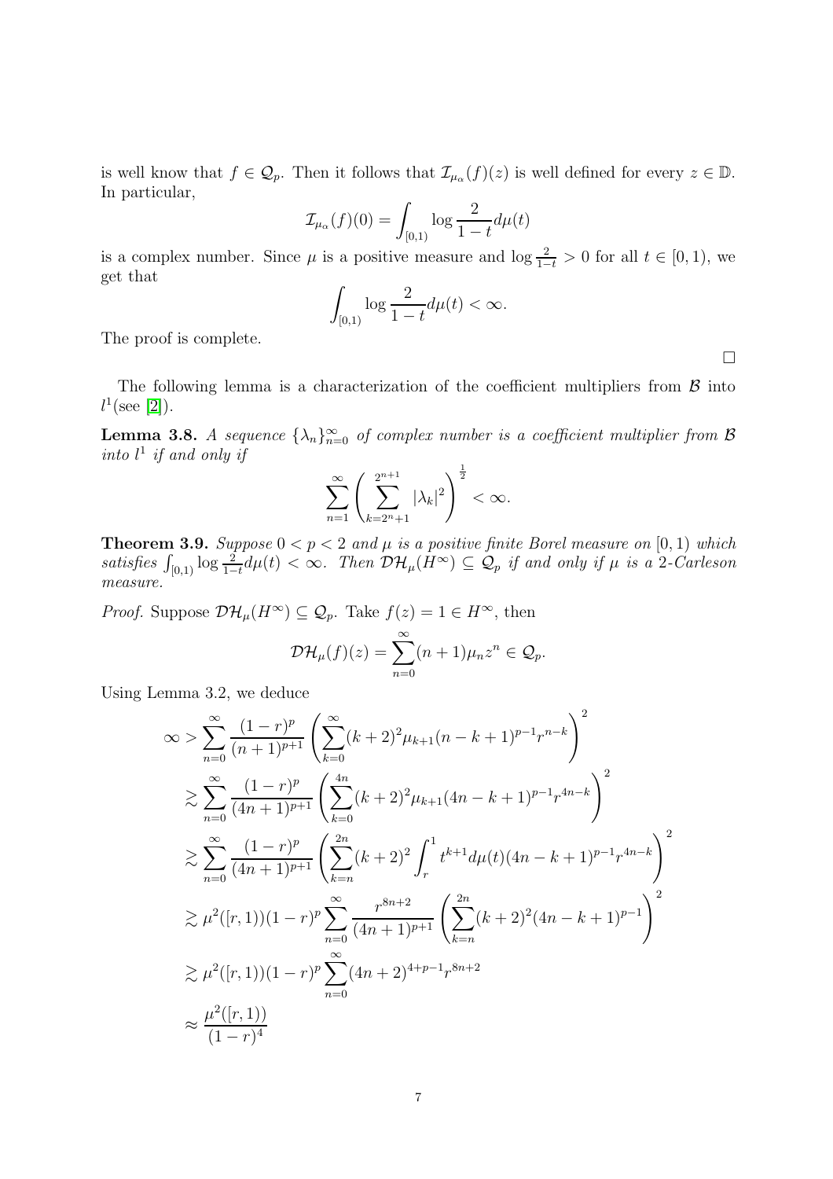is well know that $f \in \mathcal{Q}_p$. Then it follows that $\mathcal{I}_{\mu_\alpha}(f)(z)$ is well defined for every $z \in \mathbb{D}$. In particular,

$$\mathcal{I}_{\mu_\alpha}(f)(0) = \int_{[0,1)} \log \frac{2}{1-t} d\mu(t)$$

is a complex number. Since $\mu$ is a positive measure and $\log \frac{2}{1-t} > 0$ for all $t \in [0,1)$, we get that

$$\int_{[0,1)} \log \frac{2}{1-t} d\mu(t) < \infty.$$

The proof is complete.

□

The following lemma is a characterization of the coefficient multipliers from $\mathcal{B}$ into $l^1$(see [2]).

**Lemma 3.8.** *A sequence $\{\lambda_n\}_{n=0}^{\infty}$ of complex number is a coefficient multiplier from $\mathcal{B}$ into $l^1$ if and only if*

$$\sum_{n=1}^{\infty} \left( \sum_{k=2^n+1}^{2^{n+1}} |\lambda_k|^2 \right)^{\frac{1}{2}} < \infty.$$

**Theorem 3.9.** *Suppose $0 < p < 2$ and $\mu$ is a positive finite Borel measure on $[0,1)$ which satisfies $\int_{[0,1)} \log \frac{2}{1-t} d\mu(t) < \infty$. Then $\mathcal{DH}_\mu(H^\infty) \subseteq \mathcal{Q}_p$ if and only if $\mu$ is a 2-Carleson measure.*

*Proof.* Suppose $\mathcal{DH}_\mu(H^\infty) \subseteq \mathcal{Q}_p$. Take $f(z) = 1 \in H^\infty$, then

$$\mathcal{DH}_\mu(f)(z) = \sum_{n=0}^{\infty} (n+1)\mu_n z^n \in \mathcal{Q}_p.$$

Using Lemma 3.2, we deduce

$$\begin{aligned}
\infty &> \sum_{n=0}^{\infty} \frac{(1-r)^p}{(n+1)^{p+1}} \left( \sum_{k=0}^{\infty} (k+2)^2 \mu_{k+1} (n-k+1)^{p-1} r^{n-k} \right)^2 \\
&\gtrsim \sum_{n=0}^{\infty} \frac{(1-r)^p}{(4n+1)^{p+1}} \left( \sum_{k=0}^{4n} (k+2)^2 \mu_{k+1} (4n-k+1)^{p-1} r^{4n-k} \right)^2 \\
&\gtrsim \sum_{n=0}^{\infty} \frac{(1-r)^p}{(4n+1)^{p+1}} \left( \sum_{k=n}^{2n} (k+2)^2 \int_r^1 t^{k+1} d\mu(t) (4n-k+1)^{p-1} r^{4n-k} \right)^2 \\
&\gtrsim \mu^2([r,1))(1-r)^p \sum_{n=0}^{\infty} \frac{r^{8n+2}}{(4n+1)^{p+1}} \left( \sum_{k=n}^{2n} (k+2)^2 (4n-k+1)^{p-1} \right)^2 \\
&\gtrsim \mu^2([r,1))(1-r)^p \sum_{n=0}^{\infty} (4n+2)^{4+p-1} r^{8n+2} \\
&\approx \frac{\mu^2([r,1))}{(1-r)^4}
\end{aligned}$$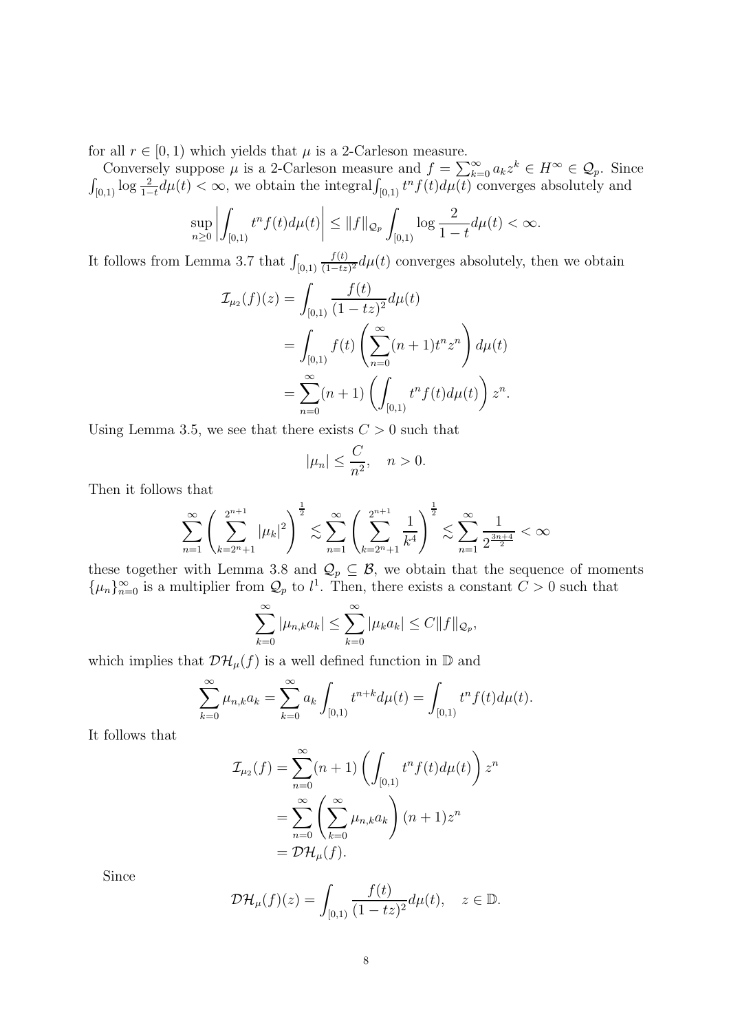for all $r \in [0,1)$ which yields that $\mu$ is a 2-Carleson measure.

Conversely suppose $\mu$ is a 2-Carleson measure and $f = \sum_{k=0}^{\infty} a_k z^k \in H^\infty \in \mathcal{Q}_p$. Since $\int_{[0,1)} \log \frac{2}{1-t} d\mu(t) < \infty$, we obtain the integral$\int_{[0,1)} t^n f(t) d\mu(t)$ converges absolutely and

$$\sup_{n\geq 0} \left| \int_{[0,1)} t^n f(t) d\mu(t) \right| \leq \|f\|_{\mathcal{Q}_p} \int_{[0,1)} \log \frac{2}{1-t} d\mu(t) < \infty.$$

It follows from Lemma 3.7 that $\int_{[0,1)} \frac{f(t)}{(1-tz)^2} d\mu(t)$ converges absolutely, then we obtain

$$\begin{aligned}
\mathcal{I}_{\mu_2}(f)(z) &= \int_{[0,1)} \frac{f(t)}{(1-tz)^2} d\mu(t) \\
&= \int_{[0,1)} f(t) \left( \sum_{n=0}^{\infty} (n+1) t^n z^n \right) d\mu(t) \\
&= \sum_{n=0}^{\infty} (n+1) \left( \int_{[0,1)} t^n f(t) d\mu(t) \right) z^n.
\end{aligned}$$

Using Lemma 3.5, we see that there exists $C > 0$ such that

$$|\mu_n| \leq \frac{C}{n^2}, \quad n > 0.$$

Then it follows that

$$\sum_{n=1}^{\infty} \left( \sum_{k=2^n+1}^{2^{n+1}} |\mu_k|^2 \right)^{\frac{1}{2}} \lesssim \sum_{n=1}^{\infty} \left( \sum_{k=2^n+1}^{2^{n+1}} \frac{1}{k^4} \right)^{\frac{1}{2}} \lesssim \sum_{n=1}^{\infty} \frac{1}{2^{\frac{3n+4}{2}}} < \infty$$

these together with Lemma 3.8 and $\mathcal{Q}_p \subseteq \mathcal{B}$, we obtain that the sequence of moments $\{\mu_n\}_{n=0}^{\infty}$ is a multiplier from $\mathcal{Q}_p$ to $l^1$. Then, there exists a constant $C > 0$ such that

$$\sum_{k=0}^{\infty} |\mu_{n,k} a_k| \leq \sum_{k=0}^{\infty} |\mu_k a_k| \leq C \|f\|_{\mathcal{Q}_p},$$

which implies that $\mathcal{DH}_\mu(f)$ is a well defined function in $\mathbb{D}$ and

$$\sum_{k=0}^{\infty} \mu_{n,k} a_k = \sum_{k=0}^{\infty} a_k \int_{[0,1)} t^{n+k} d\mu(t) = \int_{[0,1)} t^n f(t) d\mu(t).$$

It follows that

$$\begin{aligned}
\mathcal{I}_{\mu_2}(f) &= \sum_{n=0}^{\infty} (n+1) \left( \int_{[0,1)} t^n f(t) d\mu(t) \right) z^n \\
&= \sum_{n=0}^{\infty} \left( \sum_{k=0}^{\infty} \mu_{n,k} a_k \right) (n+1) z^n \\
&= \mathcal{DH}_\mu(f).
\end{aligned}$$

Since

$$\mathcal{DH}_\mu(f)(z) = \int_{[0,1)} \frac{f(t)}{(1-tz)^2} d\mu(t), \quad z \in \mathbb{D}.$$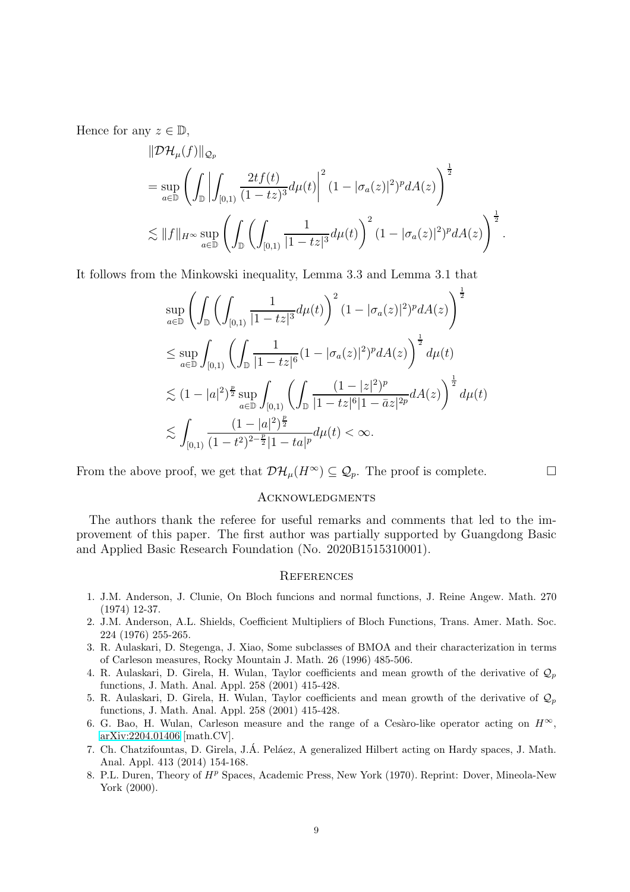Hence for any $z \in \mathbb{D}$,

$$
\begin{aligned}
&\|\mathcal{DH}_\mu(f)\|_{\mathcal{Q}_p} \\
&= \sup_{a\in\mathbb{D}} \left( \int_{\mathbb{D}} \left| \int_{[0,1)} \frac{2tf(t)}{(1-tz)^3} d\mu(t) \right|^2 (1-|\sigma_a(z)|^2)^p dA(z) \right)^{\frac{1}{2}} \\
&\lesssim \|f\|_{H^\infty} \sup_{a\in\mathbb{D}} \left( \int_{\mathbb{D}} \left( \int_{[0,1)} \frac{1}{|1-tz|^3} d\mu(t) \right)^2 (1-|\sigma_a(z)|^2)^p dA(z) \right)^{\frac{1}{2}}.
\end{aligned}
$$

It follows from the Minkowski inequality, Lemma 3.3 and Lemma 3.1 that

$$
\begin{aligned}
&\sup_{a\in\mathbb{D}} \left( \int_{\mathbb{D}} \left( \int_{[0,1)} \frac{1}{|1-tz|^3} d\mu(t) \right)^2 (1-|\sigma_a(z)|^2)^p dA(z) \right)^{\frac{1}{2}} \\
&\le \sup_{a\in\mathbb{D}} \int_{[0,1)} \left( \int_{\mathbb{D}} \frac{1}{|1-tz|^6} (1-|\sigma_a(z)|^2)^p dA(z) \right)^{\frac{1}{2}} d\mu(t) \\
&\lesssim (1-|a|^2)^{\frac{p}{2}} \sup_{a\in\mathbb{D}} \int_{[0,1)} \left( \int_{\mathbb{D}} \frac{(1-|z|^2)^p}{|1-tz|^6 |1-\bar{a}z|^{2p}} dA(z) \right)^{\frac{1}{2}} d\mu(t) \\
&\lesssim \int_{[0,1)} \frac{(1-|a|^2)^{\frac{p}{2}}}{(1-t^2)^{2-\frac{p}{2}} |1-ta|^p} d\mu(t) < \infty.
\end{aligned}
$$

From the above proof, we get that $\mathcal{DH}_\mu(H^\infty) \subseteq \mathcal{Q}_p$. The proof is complete. □

## Acknowledgments

The authors thank the referee for useful remarks and comments that led to the improvement of this paper. The first author was partially supported by Guangdong Basic and Applied Basic Research Foundation (No. 2020B1515310001).

## References

1. J.M. Anderson, J. Clunie, On Bloch funcions and normal functions, J. Reine Angew. Math. 270 (1974) 12-37.
2. J.M. Anderson, A.L. Shields, Coefficient Multipliers of Bloch Functions, Trans. Amer. Math. Soc. 224 (1976) 255-265.
3. R. Aulaskari, D. Stegenga, J. Xiao, Some subclasses of BMOA and their characterization in terms of Carleson measures, Rocky Mountain J. Math. 26 (1996) 485-506.
4. R. Aulaskari, D. Girela, H. Wulan, Taylor coefficients and mean growth of the derivative of $\mathcal{Q}_p$ functions, J. Math. Anal. Appl. 258 (2001) 415-428.
5. R. Aulaskari, D. Girela, H. Wulan, Taylor coefficients and mean growth of the derivative of $\mathcal{Q}_p$ functions, J. Math. Anal. Appl. 258 (2001) 415-428.
6. G. Bao, H. Wulan, Carleson measure and the range of a Cesàro-like operator acting on $H^\infty$, arXiv:2204.01406 [math.CV].
7. Ch. Chatzifountas, D. Girela, J.Á. Peláez, A generalized Hilbert acting on Hardy spaces, J. Math. Anal. Appl. 413 (2014) 154-168.
8. P.L. Duren, Theory of $H^p$ Spaces, Academic Press, New York (1970). Reprint: Dover, Mineola-New York (2000).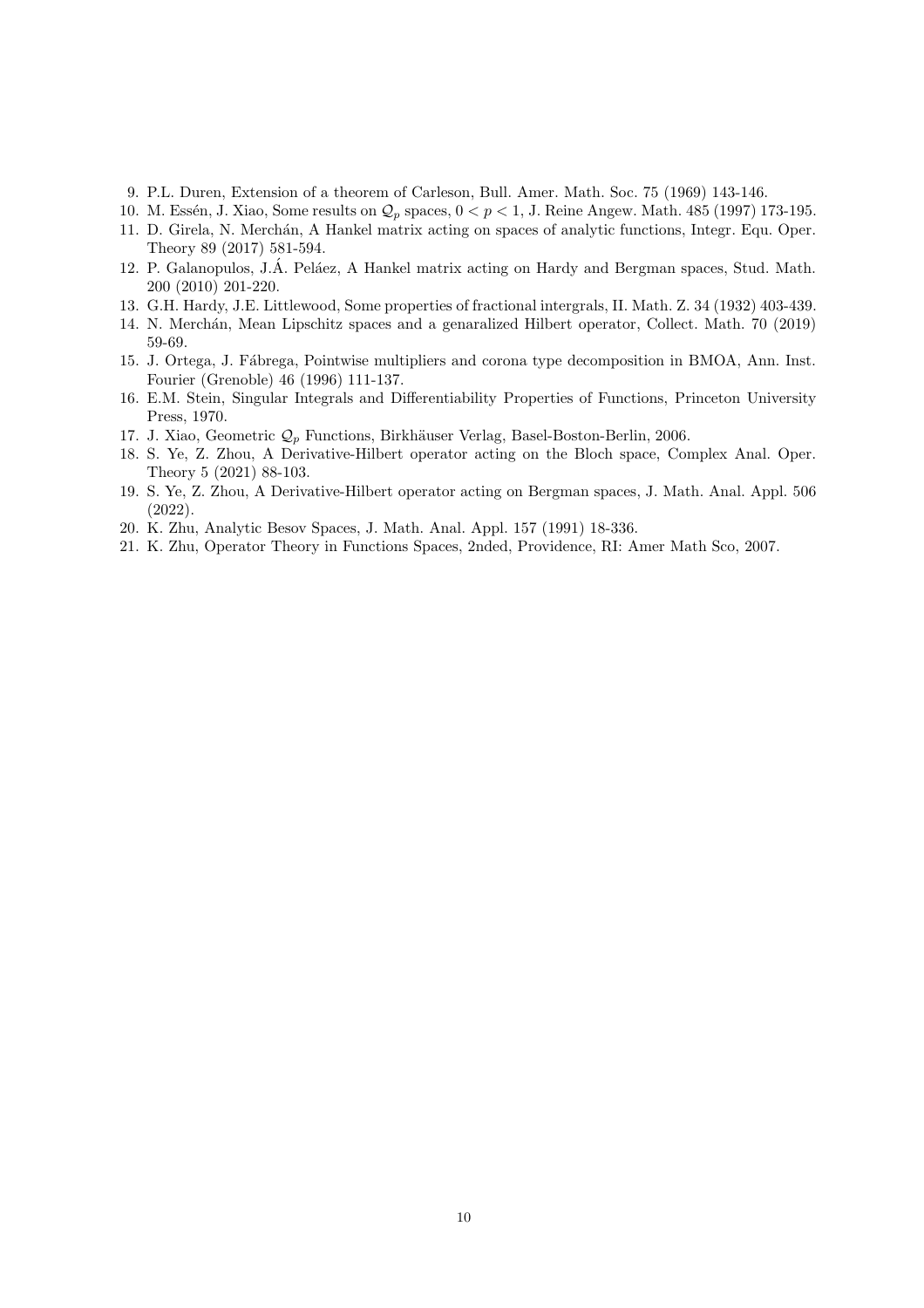9. P.L. Duren, Extension of a theorem of Carleson, Bull. Amer. Math. Soc. 75 (1969) 143-146.
10. M. Essén, J. Xiao, Some results on $\mathcal{Q}_p$ spaces, $0 < p < 1$, J. Reine Angew. Math. 485 (1997) 173-195.
11. D. Girela, N. Merchán, A Hankel matrix acting on spaces of analytic functions, Integr. Equ. Oper. Theory 89 (2017) 581-594.
12. P. Galanopulos, J.Á. Peláez, A Hankel matrix acting on Hardy and Bergman spaces, Stud. Math. 200 (2010) 201-220.
13. G.H. Hardy, J.E. Littlewood, Some properties of fractional intergrals, II. Math. Z. 34 (1932) 403-439.
14. N. Merchán, Mean Lipschitz spaces and a genaralized Hilbert operator, Collect. Math. 70 (2019) 59-69.
15. J. Ortega, J. Fábrega, Pointwise multipliers and corona type decomposition in BMOA, Ann. Inst. Fourier (Grenoble) 46 (1996) 111-137.
16. E.M. Stein, Singular Integrals and Differentiability Properties of Functions, Princeton University Press, 1970.
17. J. Xiao, Geometric $\mathcal{Q}_p$ Functions, Birkhäuser Verlag, Basel-Boston-Berlin, 2006.
18. S. Ye, Z. Zhou, A Derivative-Hilbert operator acting on the Bloch space, Complex Anal. Oper. Theory 5 (2021) 88-103.
19. S. Ye, Z. Zhou, A Derivative-Hilbert operator acting on Bergman spaces, J. Math. Anal. Appl. 506 (2022).
20. K. Zhu, Analytic Besov Spaces, J. Math. Anal. Appl. 157 (1991) 18-336.
21. K. Zhu, Operator Theory in Functions Spaces, 2nded, Providence, RI: Amer Math Sco, 2007.